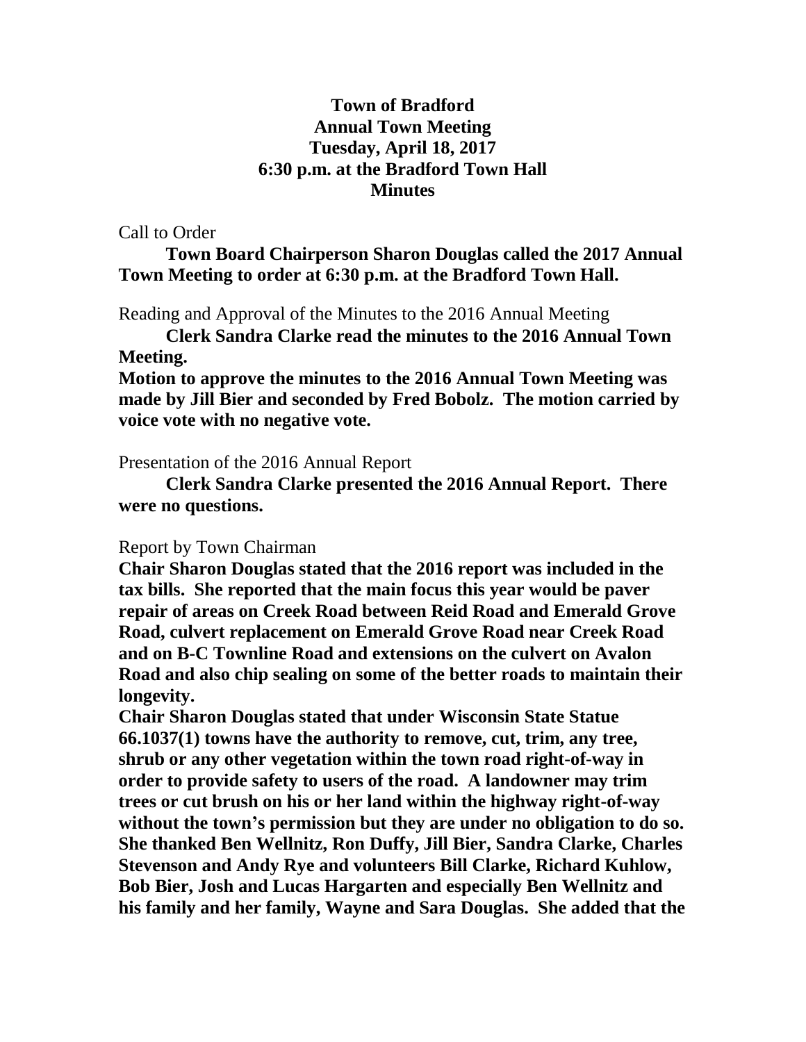**Town of Bradford**
**Annual Town Meeting**
**Tuesday, April 18, 2017**
**6:30 p.m. at the Bradford Town Hall**
**Minutes**

Call to Order

**Town Board Chairperson Sharon Douglas called the 2017 Annual Town Meeting to order at 6:30 p.m. at the Bradford Town Hall.**

Reading and Approval of the Minutes to the 2016 Annual Meeting

**Clerk Sandra Clarke read the minutes to the 2016 Annual Town Meeting.**

**Motion to approve the minutes to the 2016 Annual Town Meeting was made by Jill Bier and seconded by Fred Bobolz. The motion carried by voice vote with no negative vote.**

Presentation of the 2016 Annual Report

**Clerk Sandra Clarke presented the 2016 Annual Report. There were no questions.**

Report by Town Chairman

**Chair Sharon Douglas stated that the 2016 report was included in the tax bills. She reported that the main focus this year would be paver repair of areas on Creek Road between Reid Road and Emerald Grove Road, culvert replacement on Emerald Grove Road near Creek Road and on B-C Townline Road and extensions on the culvert on Avalon Road and also chip sealing on some of the better roads to maintain their longevity.**

**Chair Sharon Douglas stated that under Wisconsin State Statue 66.1037(1) towns have the authority to remove, cut, trim, any tree, shrub or any other vegetation within the town road right-of-way in order to provide safety to users of the road. A landowner may trim trees or cut brush on his or her land within the highway right-of-way without the town's permission but they are under no obligation to do so. She thanked Ben Wellnitz, Ron Duffy, Jill Bier, Sandra Clarke, Charles Stevenson and Andy Rye and volunteers Bill Clarke, Richard Kuhlow, Bob Bier, Josh and Lucas Hargarten and especially Ben Wellnitz and his family and her family, Wayne and Sara Douglas. She added that the**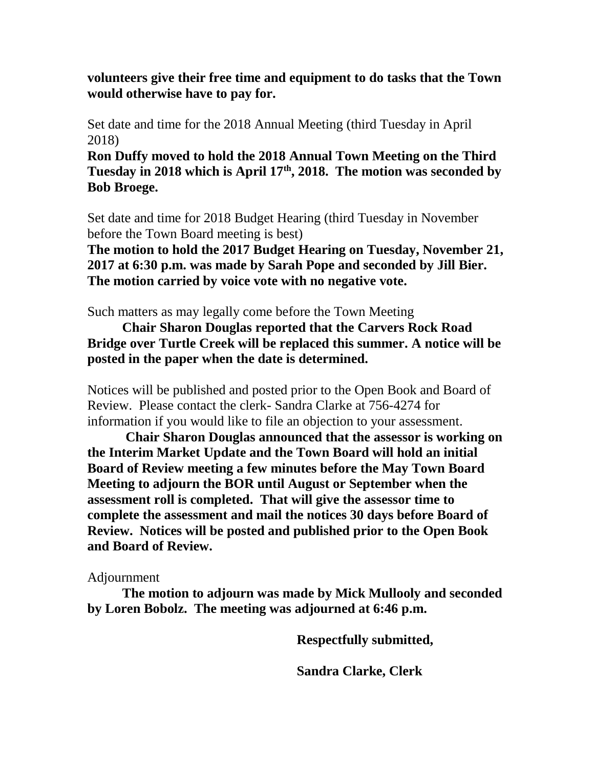**volunteers give their free time and equipment to do tasks that the Town would otherwise have to pay for.**

Set date and time for the 2018 Annual Meeting (third Tuesday in April 2018)

**Ron Duffy moved to hold the 2018 Annual Town Meeting on the Third Tuesday in 2018 which is April 17th, 2018. The motion was seconded by Bob Broege.**

Set date and time for 2018 Budget Hearing (third Tuesday in November before the Town Board meeting is best)

**The motion to hold the 2017 Budget Hearing on Tuesday, November 21, 2017 at 6:30 p.m. was made by Sarah Pope and seconded by Jill Bier. The motion carried by voice vote with no negative vote.**

Such matters as may legally come before the Town Meeting

**Chair Sharon Douglas reported that the Carvers Rock Road Bridge over Turtle Creek will be replaced this summer. A notice will be posted in the paper when the date is determined.**

Notices will be published and posted prior to the Open Book and Board of Review. Please contact the clerk- Sandra Clarke at 756-4274 for information if you would like to file an objection to your assessment.

**Chair Sharon Douglas announced that the assessor is working on the Interim Market Update and the Town Board will hold an initial Board of Review meeting a few minutes before the May Town Board Meeting to adjourn the BOR until August or September when the assessment roll is completed. That will give the assessor time to complete the assessment and mail the notices 30 days before Board of Review. Notices will be posted and published prior to the Open Book and Board of Review.**

Adjournment

**The motion to adjourn was made by Mick Mullooly and seconded by Loren Bobolz. The meeting was adjourned at 6:46 p.m.**

**Respectfully submitted,**

**Sandra Clarke, Clerk**